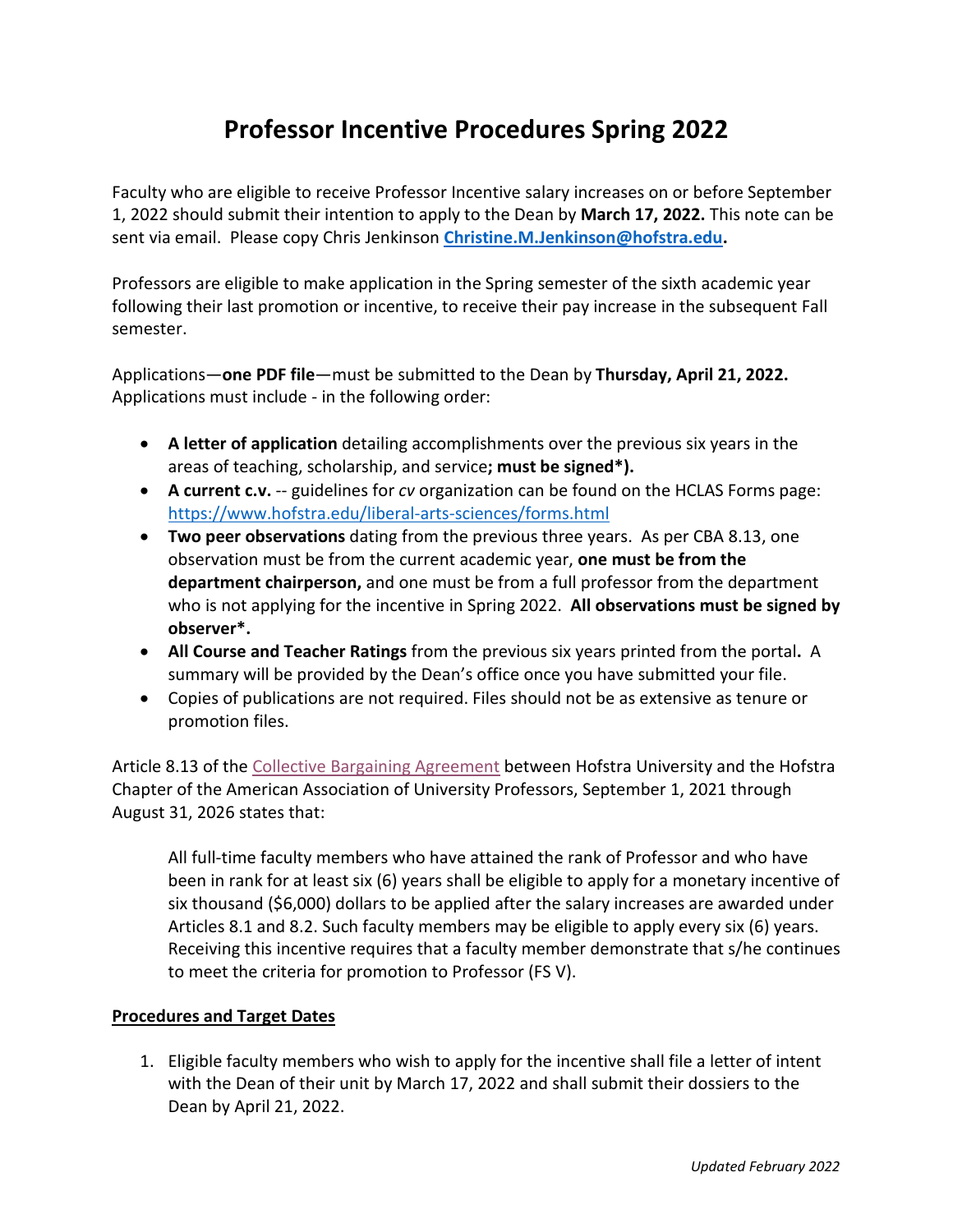# Professor Incentive Procedures Spring 2022

Faculty who are eligible to receive Professor Incentive salary increases on or before September 1, 2022 should submit their intention to apply to the Dean by **March 17, 2022.** This note can be sent via email. Please copy Chris Jenkinson **Christine.M.Jenkinson@hofstra.edu.**

Professors are eligible to make application in the Spring semester of the sixth academic year following their last promotion or incentive, to receive their pay increase in the subsequent Fall semester.

Applications—**one PDF file**—must be submitted to the Dean by **Thursday, April 21, 2022.** Applications must include - in the following order:

- **A letter of application** detailing accomplishments over the previous six years in the areas of teaching, scholarship, and service**; must be signed*).**
- **A current c.v.** -- guidelines for *cv* organization can be found on the HCLAS Forms page: https://www.hofstra.edu/liberal-arts-sciences/forms.html
- **Two peer observations** dating from the previous three years. As per CBA 8.13, one observation must be from the current academic year, **one must be from the department chairperson,** and one must be from a full professor from the department who is not applying for the incentive in Spring 2022. **All observations must be signed by observer*.**
- **All Course and Teacher Ratings** from the previous six years printed from the portal**.** A summary will be provided by the Dean's office once you have submitted your file.
- Copies of publications are not required. Files should not be as extensive as tenure or promotion files.

Article 8.13 of the Collective Bargaining Agreement between Hofstra University and the Hofstra Chapter of the American Association of University Professors, September 1, 2021 through August 31, 2026 states that:

> All full-time faculty members who have attained the rank of Professor and who have been in rank for at least six (6) years shall be eligible to apply for a monetary incentive of six thousand ($6,000) dollars to be applied after the salary increases are awarded under Articles 8.1 and 8.2. Such faculty members may be eligible to apply every six (6) years. Receiving this incentive requires that a faculty member demonstrate that s/he continues to meet the criteria for promotion to Professor (FS V).

## Procedures and Target Dates

1. Eligible faculty members who wish to apply for the incentive shall file a letter of intent with the Dean of their unit by March 17, 2022 and shall submit their dossiers to the Dean by April 21, 2022.

*Updated February 2022*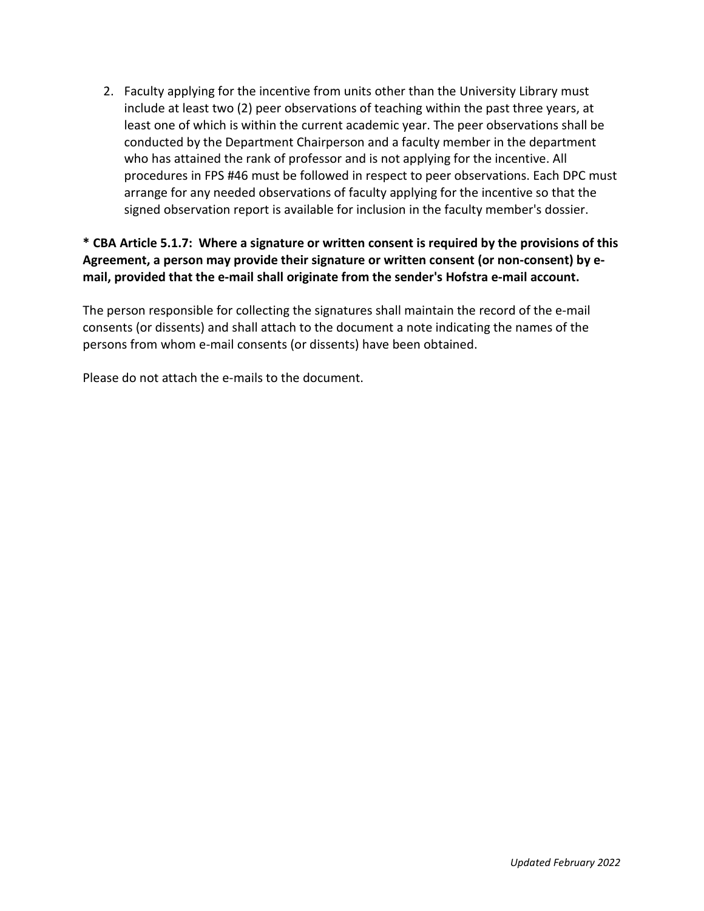2. Faculty applying for the incentive from units other than the University Library must include at least two (2) peer observations of teaching within the past three years, at least one of which is within the current academic year. The peer observations shall be conducted by the Department Chairperson and a faculty member in the department who has attained the rank of professor and is not applying for the incentive. All procedures in FPS #46 must be followed in respect to peer observations. Each DPC must arrange for any needed observations of faculty applying for the incentive so that the signed observation report is available for inclusion in the faculty member's dossier.

**\* CBA Article 5.1.7: Where a signature or written consent is required by the provisions of this Agreement, a person may provide their signature or written consent (or non-consent) by e-mail, provided that the e-mail shall originate from the sender's Hofstra e-mail account.**

The person responsible for collecting the signatures shall maintain the record of the e-mail consents (or dissents) and shall attach to the document a note indicating the names of the persons from whom e-mail consents (or dissents) have been obtained.

Please do not attach the e-mails to the document.

*Updated February 2022*